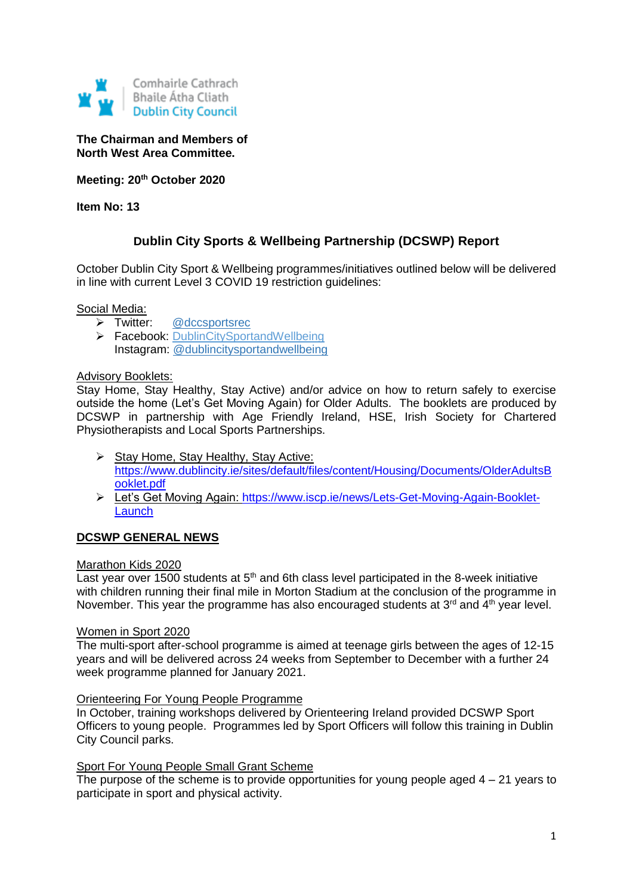Comhairle Cathrach
Bhaile Átha Cliath
Dublin City Council

**The Chairman and Members of**
**North West Area Committee.**

**Meeting: 20th October 2020**

**Item No: 13**

## Dublin City Sports & Wellbeing Partnership (DCSWP) Report

October Dublin City Sport & Wellbeing programmes/initiatives outlined below will be delivered in line with current Level 3 COVID 19 restriction guidelines:

Social Media:

- Twitter: @dccsportsrec
- Facebook: DublinCitySportandWellbeing
  Instagram: @dublincitysportandwellbeing

Advisory Booklets:
Stay Home, Stay Healthy, Stay Active) and/or advice on how to return safely to exercise outside the home (Let's Get Moving Again) for Older Adults. The booklets are produced by DCSWP in partnership with Age Friendly Ireland, HSE, Irish Society for Chartered Physiotherapists and Local Sports Partnerships.

- Stay Home, Stay Healthy, Stay Active: https://www.dublincity.ie/sites/default/files/content/Housing/Documents/OlderAdultsBooklet.pdf
- Let's Get Moving Again: https://www.iscp.ie/news/Lets-Get-Moving-Again-Booklet-Launch

### DCSWP GENERAL NEWS

Marathon Kids 2020
Last year over 1500 students at 5th and 6th class level participated in the 8-week initiative with children running their final mile in Morton Stadium at the conclusion of the programme in November. This year the programme has also encouraged students at 3rd and 4th year level.

Women in Sport 2020
The multi-sport after-school programme is aimed at teenage girls between the ages of 12-15 years and will be delivered across 24 weeks from September to December with a further 24 week programme planned for January 2021.

Orienteering For Young People Programme
In October, training workshops delivered by Orienteering Ireland provided DCSWP Sport Officers to young people. Programmes led by Sport Officers will follow this training in Dublin City Council parks.

Sport For Young People Small Grant Scheme
The purpose of the scheme is to provide opportunities for young people aged 4 – 21 years to participate in sport and physical activity.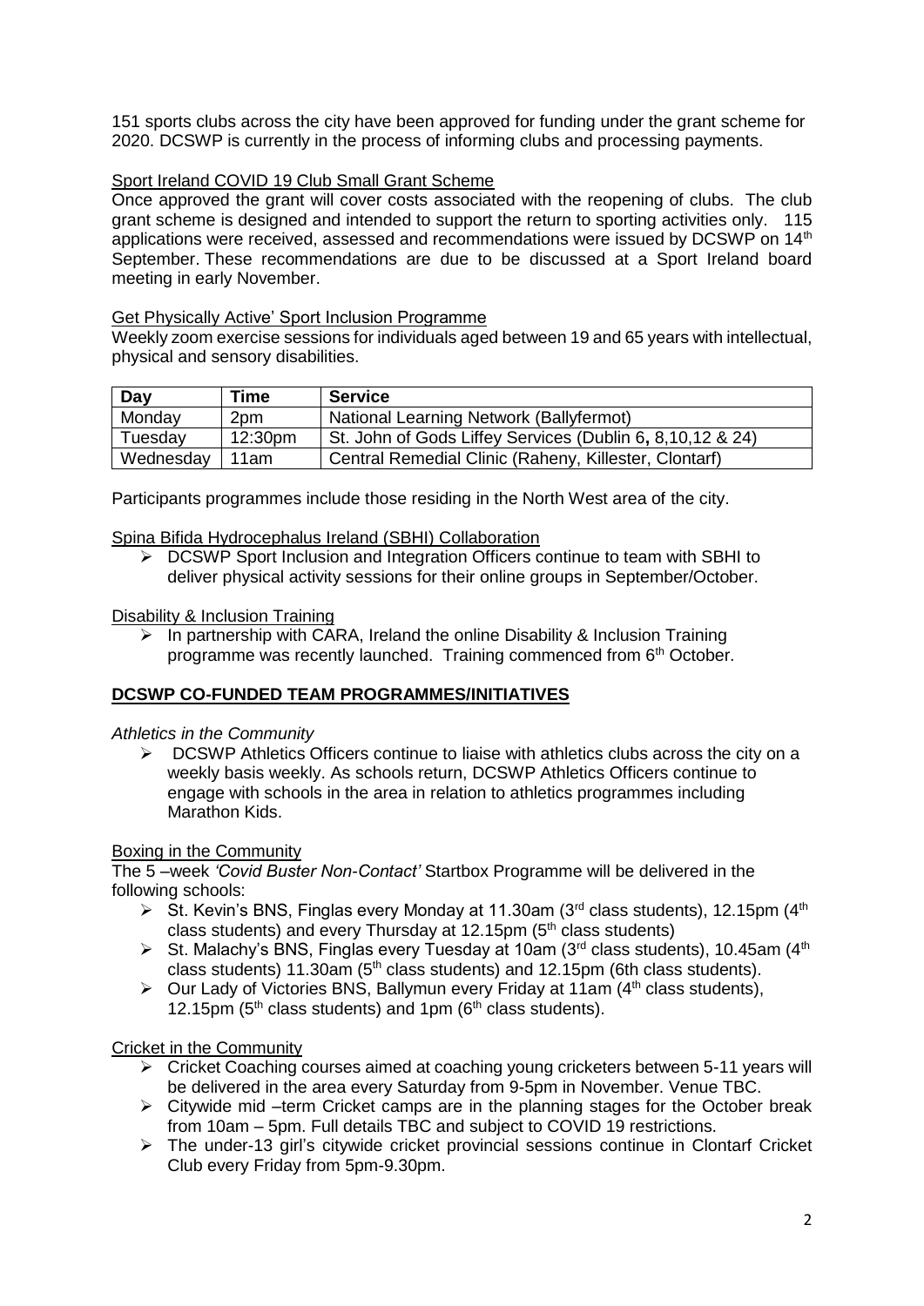151 sports clubs across the city have been approved for funding under the grant scheme for 2020. DCSWP is currently in the process of informing clubs and processing payments.

Sport Ireland COVID 19 Club Small Grant Scheme

Once approved the grant will cover costs associated with the reopening of clubs. The club grant scheme is designed and intended to support the return to sporting activities only. 115 applications were received, assessed and recommendations were issued by DCSWP on 14th September. These recommendations are due to be discussed at a Sport Ireland board meeting in early November.

Get Physically Active' Sport Inclusion Programme

Weekly zoom exercise sessions for individuals aged between 19 and 65 years with intellectual, physical and sensory disabilities.

| Day | Time | Service |
|---|---|---|
| Monday | 2pm | National Learning Network (Ballyfermot) |
| Tuesday | 12:30pm | St. John of Gods Liffey Services (Dublin 6**,** 8,10,12 & 24) |
| Wednesday | 11am | Central Remedial Clinic (Raheny, Killester, Clontarf) |

Participants programmes include those residing in the North West area of the city.

Spina Bifida Hydrocephalus Ireland (SBHI) Collaboration

- DCSWP Sport Inclusion and Integration Officers continue to team with SBHI to deliver physical activity sessions for their online groups in September/October.

Disability & Inclusion Training

- In partnership with CARA, Ireland the online Disability & Inclusion Training programme was recently launched. Training commenced from 6th October.

## DCSWP CO-FUNDED TEAM PROGRAMMES/INITIATIVES

*Athletics in the Community*

- DCSWP Athletics Officers continue to liaise with athletics clubs across the city on a weekly basis weekly. As schools return, DCSWP Athletics Officers continue to engage with schools in the area in relation to athletics programmes including Marathon Kids.

Boxing in the Community

The 5 –week *'Covid Buster Non-Contact'* Startbox Programme will be delivered in the following schools:

- St. Kevin's BNS, Finglas every Monday at 11.30am (3rd class students), 12.15pm (4th class students) and every Thursday at 12.15pm (5th class students)
- St. Malachy's BNS, Finglas every Tuesday at 10am (3rd class students), 10.45am (4th class students) 11.30am (5th class students) and 12.15pm (6th class students).
- Our Lady of Victories BNS, Ballymun every Friday at 11am (4th class students), 12.15pm (5th class students) and 1pm (6th class students).

Cricket in the Community

- Cricket Coaching courses aimed at coaching young cricketers between 5-11 years will be delivered in the area every Saturday from 9-5pm in November. Venue TBC.
- Citywide mid –term Cricket camps are in the planning stages for the October break from 10am – 5pm. Full details TBC and subject to COVID 19 restrictions.
- The under-13 girl's citywide cricket provincial sessions continue in Clontarf Cricket Club every Friday from 5pm-9.30pm.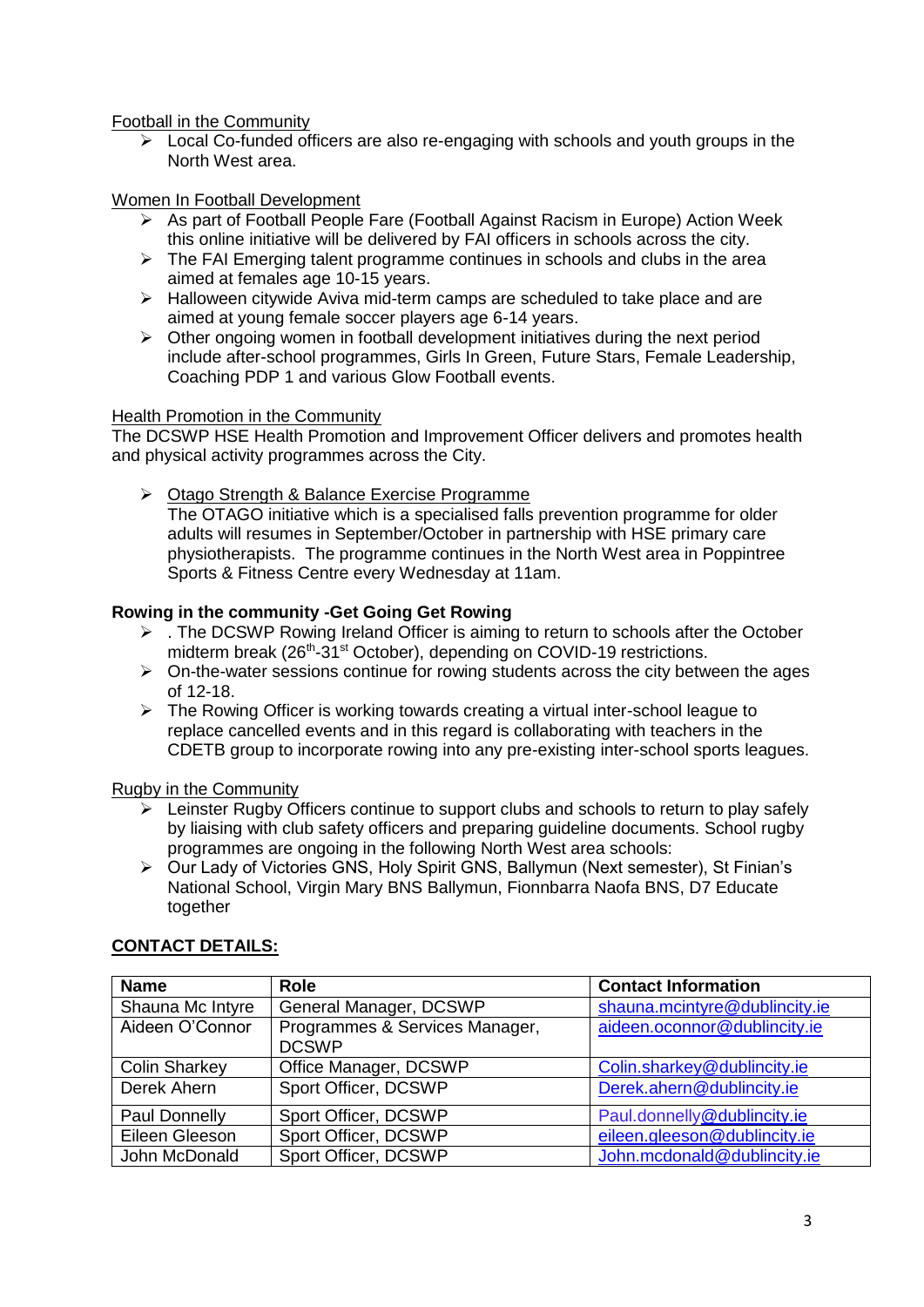Football in the Community

- Local Co-funded officers are also re-engaging with schools and youth groups in the North West area.

Women In Football Development

- As part of Football People Fare (Football Against Racism in Europe) Action Week this online initiative will be delivered by FAI officers in schools across the city.
- The FAI Emerging talent programme continues in schools and clubs in the area aimed at females age 10-15 years.
- Halloween citywide Aviva mid-term camps are scheduled to take place and are aimed at young female soccer players age 6-14 years.
- Other ongoing women in football development initiatives during the next period include after-school programmes, Girls In Green, Future Stars, Female Leadership, Coaching PDP 1 and various Glow Football events.

Health Promotion in the Community

The DCSWP HSE Health Promotion and Improvement Officer delivers and promotes health and physical activity programmes across the City.

- Otago Strength & Balance Exercise Programme
  The OTAGO initiative which is a specialised falls prevention programme for older adults will resumes in September/October in partnership with HSE primary care physiotherapists. The programme continues in the North West area in Poppintree Sports & Fitness Centre every Wednesday at 11am.

**Rowing in the community -Get Going Get Rowing**

- . The DCSWP Rowing Ireland Officer is aiming to return to schools after the October midterm break (26th-31st October), depending on COVID-19 restrictions.
- On-the-water sessions continue for rowing students across the city between the ages of 12-18.
- The Rowing Officer is working towards creating a virtual inter-school league to replace cancelled events and in this regard is collaborating with teachers in the CDETB group to incorporate rowing into any pre-existing inter-school sports leagues.

Rugby in the Community

- Leinster Rugby Officers continue to support clubs and schools to return to play safely by liaising with club safety officers and preparing guideline documents. School rugby programmes are ongoing in the following North West area schools:
- Our Lady of Victories GNS, Holy Spirit GNS, Ballymun (Next semester), St Finian's National School, Virgin Mary BNS Ballymun, Fionnbarra Naofa BNS, D7 Educate together

**CONTACT DETAILS:**

| Name | Role | Contact Information |
|---|---|---|
| Shauna Mc Intyre | General Manager, DCSWP | shauna.mcintyre@dublincity.ie |
| Aideen O'Connor | Programmes & Services Manager, DCSWP | aideen.oconnor@dublincity.ie |
| Colin Sharkey | Office Manager, DCSWP | Colin.sharkey@dublincity.ie |
| Derek Ahern | Sport Officer, DCSWP | Derek.ahern@dublincity.ie |
| Paul Donnelly | Sport Officer, DCSWP | Paul.donnelly@dublincity.ie |
| Eileen Gleeson | Sport Officer, DCSWP | eileen.gleeson@dublincity.ie |
| John McDonald | Sport Officer, DCSWP | John.mcdonald@dublincity.ie |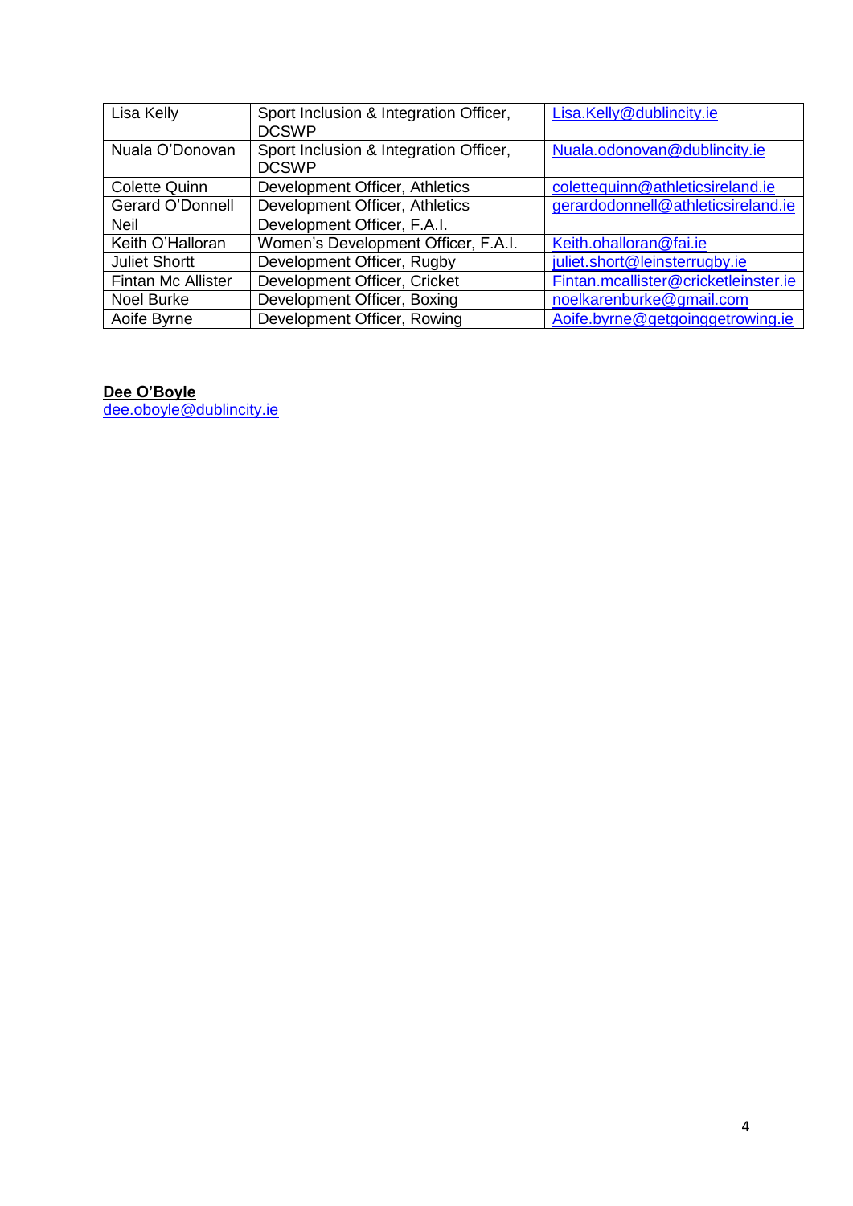| | | |
|---|---|---|
| Lisa Kelly | Sport Inclusion & Integration Officer, DCSWP | Lisa.Kelly@dublincity.ie |
| Nuala O'Donovan | Sport Inclusion & Integration Officer, DCSWP | Nuala.odonovan@dublincity.ie |
| Colette Quinn | Development Officer, Athletics | collettequinn@athleticsireland.ie |
| Gerard O'Donnell | Development Officer, Athletics | gerardodonnell@athleticsireland.ie |
| Neil | Development Officer, F.A.I. | |
| Keith O'Halloran | Women's Development Officer, F.A.I. | Keith.ohalloran@fai.ie |
| Juliet Shortt | Development Officer, Rugby | juliet.short@leinsterrugby.ie |
| Fintan Mc Allister | Development Officer, Cricket | Fintan.mcallister@cricketleinster.ie |
| Noel Burke | Development Officer, Boxing | noelkarenburke@gmail.com |
| Aoife Byrne | Development Officer, Rowing | Aoife.byrne@getgoinggetrowing.ie |

**Dee O'Boyle**
dee.oboyle@dublincity.ie